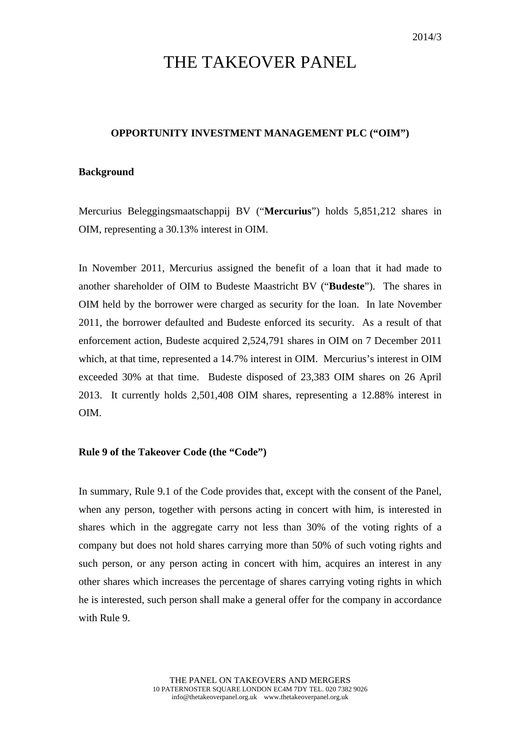2014/3

# THE TAKEOVER PANEL

## OPPORTUNITY INVESTMENT MANAGEMENT PLC (“OIM”)

### Background

Mercurius Beleggingsmaatschappij BV (“**Mercurius**”) holds 5,851,212 shares in OIM, representing a 30.13% interest in OIM.

In November 2011, Mercurius assigned the benefit of a loan that it had made to another shareholder of OIM to Budeste Maastricht BV (“**Budeste**”). The shares in OIM held by the borrower were charged as security for the loan. In late November 2011, the borrower defaulted and Budeste enforced its security. As a result of that enforcement action, Budeste acquired 2,524,791 shares in OIM on 7 December 2011 which, at that time, represented a 14.7% interest in OIM. Mercurius’s interest in OIM exceeded 30% at that time. Budeste disposed of 23,383 OIM shares on 26 April 2013. It currently holds 2,501,408 OIM shares, representing a 12.88% interest in OIM.

### Rule 9 of the Takeover Code (the “Code”)

In summary, Rule 9.1 of the Code provides that, except with the consent of the Panel, when any person, together with persons acting in concert with him, is interested in shares which in the aggregate carry not less than 30% of the voting rights of a company but does not hold shares carrying more than 50% of such voting rights and such person, or any person acting in concert with him, acquires an interest in any other shares which increases the percentage of shares carrying voting rights in which he is interested, such person shall make a general offer for the company in accordance with Rule 9.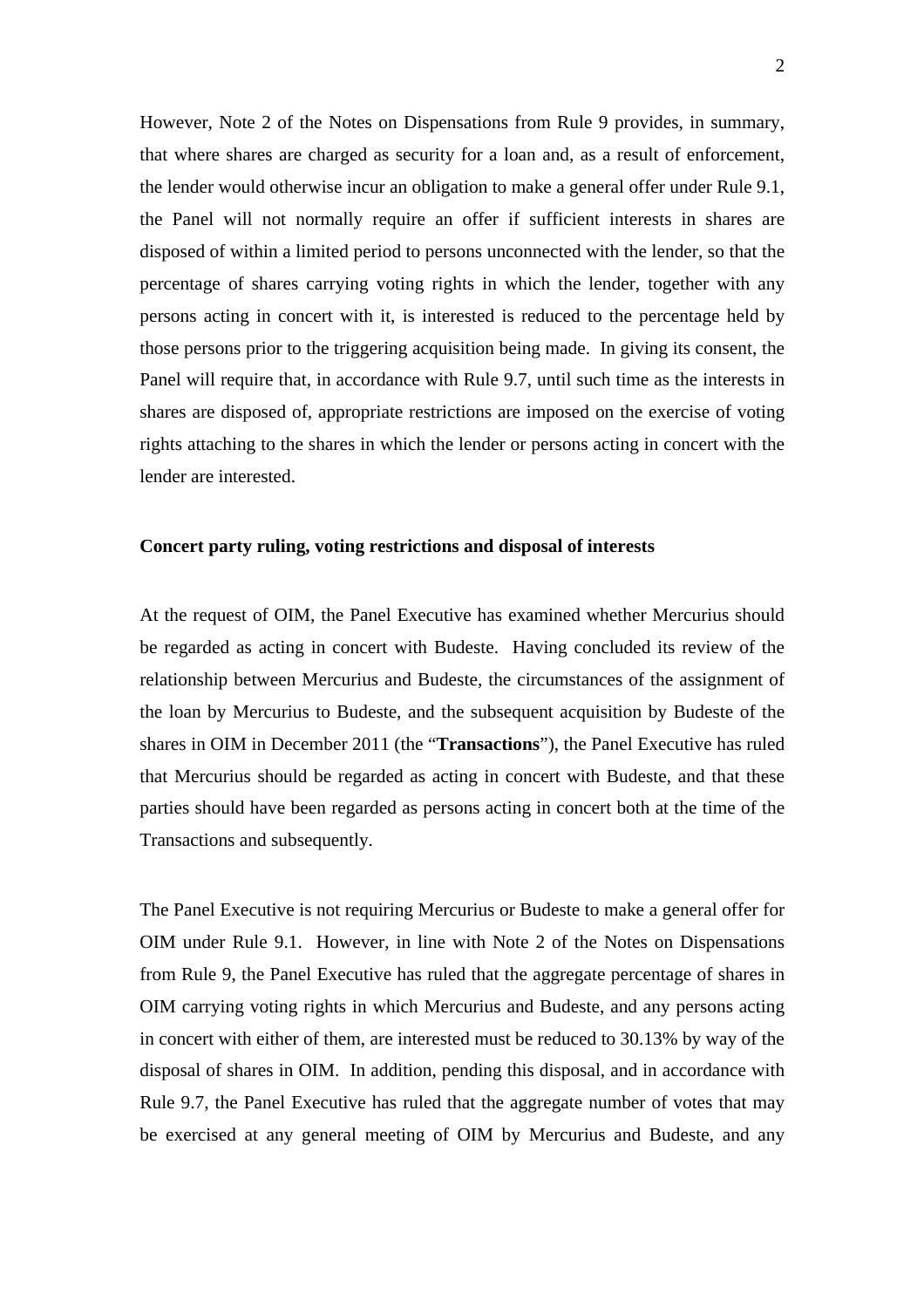However, Note 2 of the Notes on Dispensations from Rule 9 provides, in summary, that where shares are charged as security for a loan and, as a result of enforcement, the lender would otherwise incur an obligation to make a general offer under Rule 9.1, the Panel will not normally require an offer if sufficient interests in shares are disposed of within a limited period to persons unconnected with the lender, so that the percentage of shares carrying voting rights in which the lender, together with any persons acting in concert with it, is interested is reduced to the percentage held by those persons prior to the triggering acquisition being made. In giving its consent, the Panel will require that, in accordance with Rule 9.7, until such time as the interests in shares are disposed of, appropriate restrictions are imposed on the exercise of voting rights attaching to the shares in which the lender or persons acting in concert with the lender are interested.

**Concert party ruling, voting restrictions and disposal of interests**

At the request of OIM, the Panel Executive has examined whether Mercurius should be regarded as acting in concert with Budeste. Having concluded its review of the relationship between Mercurius and Budeste, the circumstances of the assignment of the loan by Mercurius to Budeste, and the subsequent acquisition by Budeste of the shares in OIM in December 2011 (the "**Transactions**"), the Panel Executive has ruled that Mercurius should be regarded as acting in concert with Budeste, and that these parties should have been regarded as persons acting in concert both at the time of the Transactions and subsequently.

The Panel Executive is not requiring Mercurius or Budeste to make a general offer for OIM under Rule 9.1. However, in line with Note 2 of the Notes on Dispensations from Rule 9, the Panel Executive has ruled that the aggregate percentage of shares in OIM carrying voting rights in which Mercurius and Budeste, and any persons acting in concert with either of them, are interested must be reduced to 30.13% by way of the disposal of shares in OIM. In addition, pending this disposal, and in accordance with Rule 9.7, the Panel Executive has ruled that the aggregate number of votes that may be exercised at any general meeting of OIM by Mercurius and Budeste, and any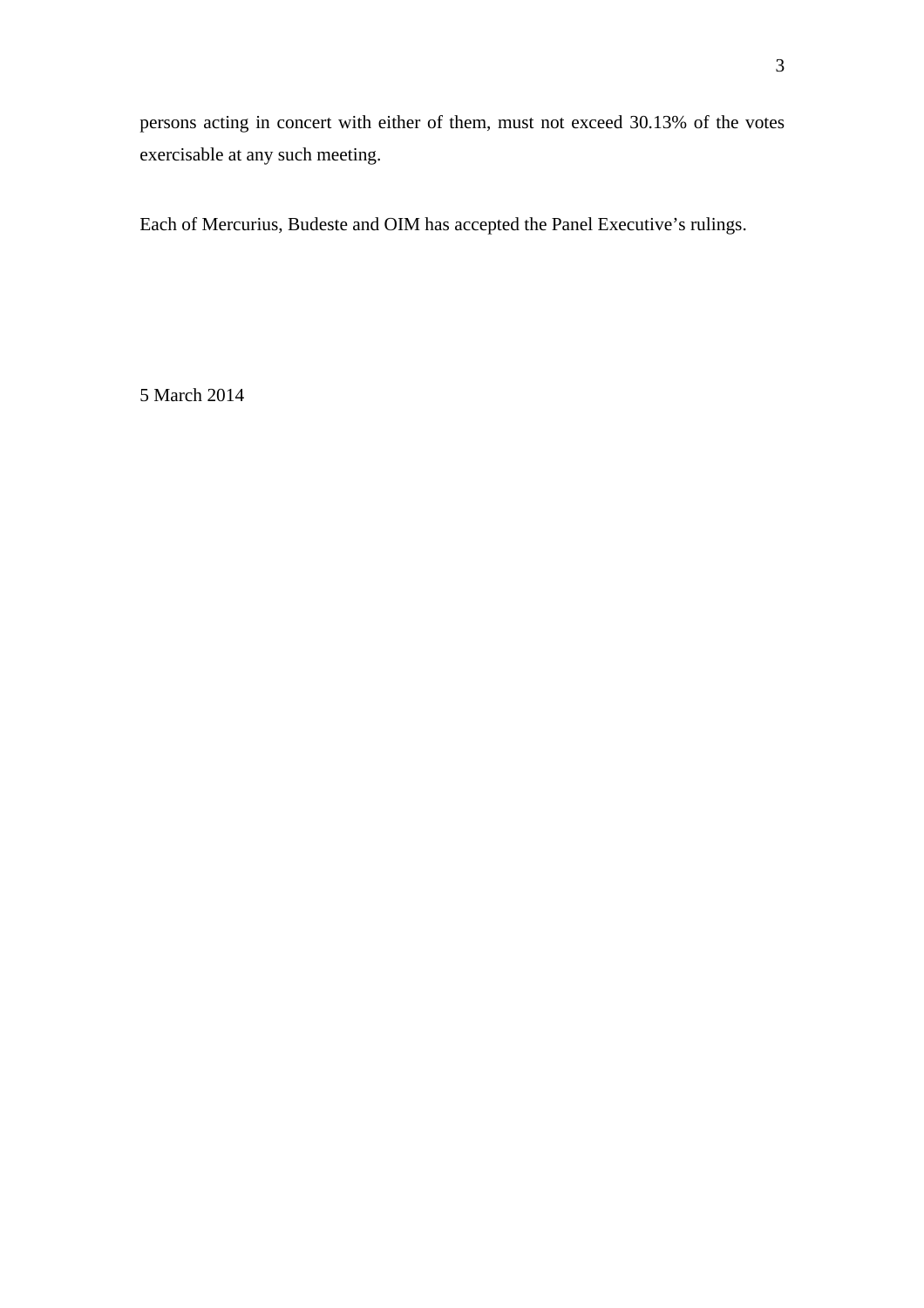persons acting in concert with either of them, must not exceed 30.13% of the votes exercisable at any such meeting.

Each of Mercurius, Budeste and OIM has accepted the Panel Executive's rulings.

5 March 2014